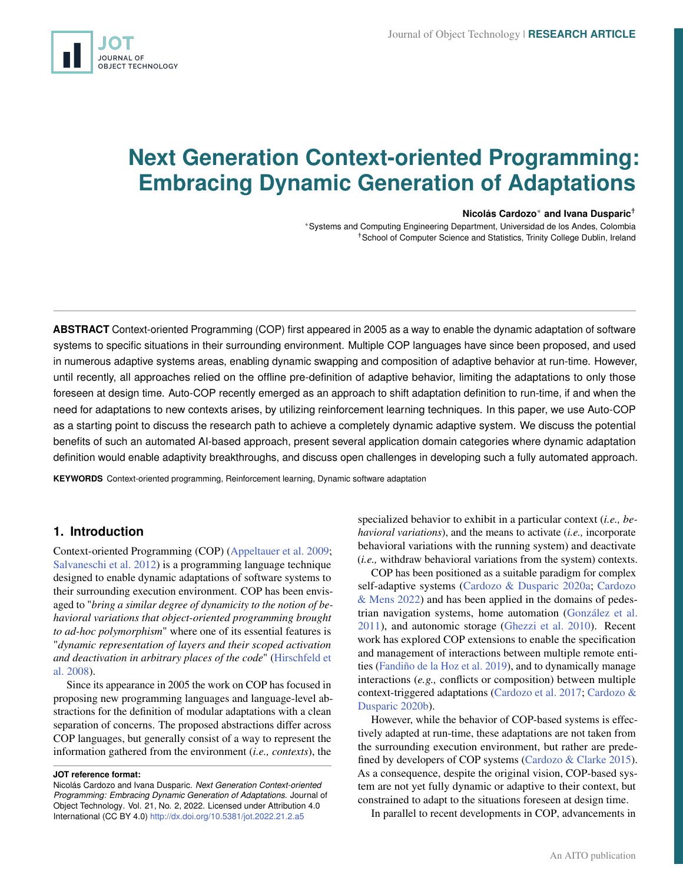# Next Generation Context-oriented Programming: Embracing Dynamic Generation of Adaptations

**Nicolás Cardozo[*] and Ivana Dusparic[†]**

[*]Systems and Computing Engineering Department, Universidad de los Andes, Colombia
[†]School of Computer Science and Statistics, Trinity College Dublin, Ireland

**ABSTRACT** Context-oriented Programming (COP) first appeared in 2005 as a way to enable the dynamic adaptation of software systems to specific situations in their surrounding environment. Multiple COP languages have since been proposed, and used in numerous adaptive systems areas, enabling dynamic swapping and composition of adaptive behavior at run-time. However, until recently, all approaches relied on the offline pre-definition of adaptive behavior, limiting the adaptations to only those foreseen at design time. Auto-COP recently emerged as an approach to shift adaptation definition to run-time, if and when the need for adaptations to new contexts arises, by utilizing reinforcement learning techniques. In this paper, we use Auto-COP as a starting point to discuss the research path to achieve a completely dynamic adaptive system. We discuss the potential benefits of such an automated AI-based approach, present several application domain categories where dynamic adaptation definition would enable adaptivity breakthroughs, and discuss open challenges in developing such a fully automated approach.

**KEYWORDS** Context-oriented programming, Reinforcement learning, Dynamic software adaptation

## 1. Introduction

Context-oriented Programming (COP) (Appeltauer et al. 2009; Salvaneschi et al. 2012) is a programming language technique designed to enable dynamic adaptations of software systems to their surrounding execution environment. COP has been envisaged to "*bring a similar degree of dynamicity to the notion of behavioral variations that object-oriented programming brought to ad-hoc polymorphism*" where one of its essential features is "*dynamic representation of layers and their scoped activation and deactivation in arbitrary places of the code*" (Hirschfeld et al. 2008).

Since its appearance in 2005 the work on COP has focused in proposing new programming languages and language-level abstractions for the definition of modular adaptations with a clean separation of concerns. The proposed abstractions differ across COP languages, but generally consist of a way to represent the information gathered from the environment (*i.e., contexts*), the specialized behavior to exhibit in a particular context (*i.e., behavioral variations*), and the means to activate (*i.e.,* incorporate behavioral variations with the running system) and deactivate (*i.e.,* withdraw behavioral variations from the system) contexts.

COP has been positioned as a suitable paradigm for complex self-adaptive systems (Cardozo & Dusparic 2020a; Cardozo & Mens 2022) and has been applied in the domains of pedestrian navigation systems, home automation (González et al. 2011), and autonomic storage (Ghezzi et al. 2010). Recent work has explored COP extensions to enable the specification and management of interactions between multiple remote entities (Fandiño de la Hoz et al. 2019), and to dynamically manage interactions (*e.g.,* conflicts or composition) between multiple context-triggered adaptations (Cardozo et al. 2017; Cardozo & Dusparic 2020b).

However, while the behavior of COP-based systems is effectively adapted at run-time, these adaptations are not taken from the surrounding execution environment, but rather are predefined by developers of COP systems (Cardozo & Clarke 2015). As a consequence, despite the original vision, COP-based system are not yet fully dynamic or adaptive to their context, but constrained to adapt to the situations foreseen at design time.

In parallel to recent developments in COP, advancements in

**JOT reference format:**
Nicolás Cardozo and Ivana Dusparic. *Next Generation Context-oriented Programming: Embracing Dynamic Generation of Adaptations.* Journal of Object Technology. Vol. 21, No. 2, 2022. Licensed under Attribution 4.0 International (CC BY 4.0) http://dx.doi.org/10.5381/jot.2022.21.2.a5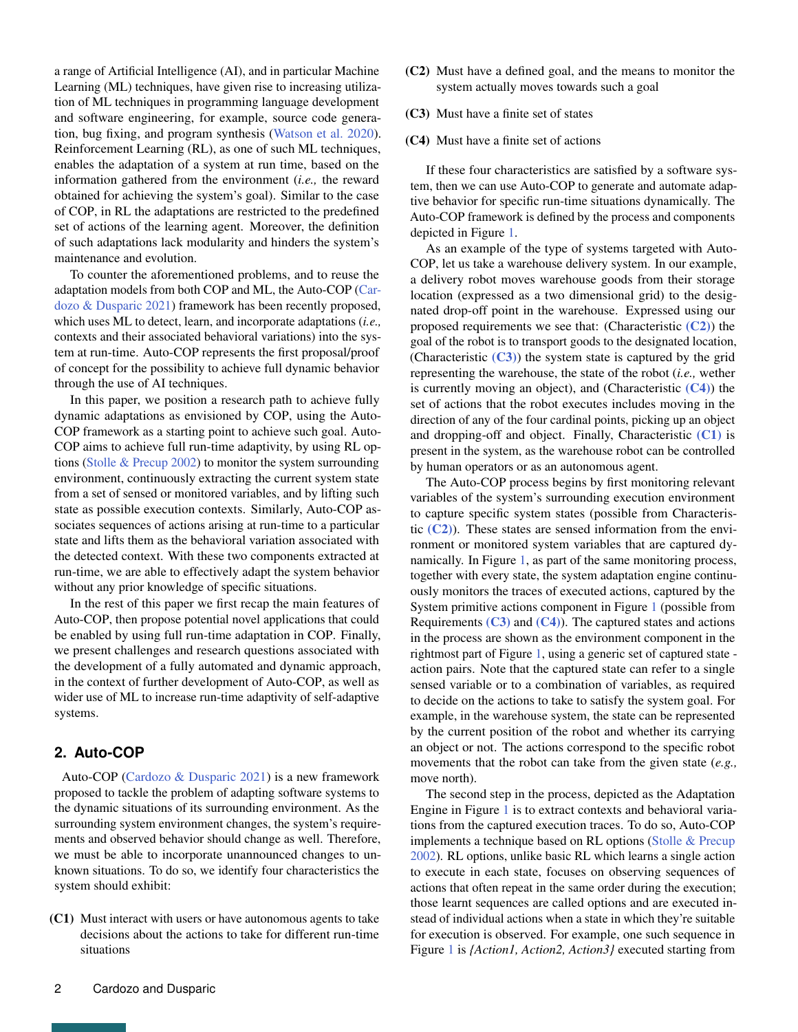a range of Artificial Intelligence (AI), and in particular Machine Learning (ML) techniques, have given rise to increasing utilization of ML techniques in programming language development and software engineering, for example, source code generation, bug fixing, and program synthesis (Watson et al. 2020). Reinforcement Learning (RL), as one of such ML techniques, enables the adaptation of a system at run time, based on the information gathered from the environment (*i.e.,* the reward obtained for achieving the system's goal). Similar to the case of COP, in RL the adaptations are restricted to the predefined set of actions of the learning agent. Moreover, the definition of such adaptations lack modularity and hinders the system's maintenance and evolution.

To counter the aforementioned problems, and to reuse the adaptation models from both COP and ML, the Auto-COP (Cardozo & Dusparic 2021) framework has been recently proposed, which uses ML to detect, learn, and incorporate adaptations (*i.e.,* contexts and their associated behavioral variations) into the system at run-time. Auto-COP represents the first proposal/proof of concept for the possibility to achieve full dynamic behavior through the use of AI techniques.

In this paper, we position a research path to achieve fully dynamic adaptations as envisioned by COP, using the Auto-COP framework as a starting point to achieve such goal. Auto-COP aims to achieve full run-time adaptivity, by using RL options (Stolle & Precup 2002) to monitor the system surrounding environment, continuously extracting the current system state from a set of sensed or monitored variables, and by lifting such state as possible execution contexts. Similarly, Auto-COP associates sequences of actions arising at run-time to a particular state and lifts them as the behavioral variation associated with the detected context. With these two components extracted at run-time, we are able to effectively adapt the system behavior without any prior knowledge of specific situations.

In the rest of this paper we first recap the main features of Auto-COP, then propose potential novel applications that could be enabled by using full run-time adaptation in COP. Finally, we present challenges and research questions associated with the development of a fully automated and dynamic approach, in the context of further development of Auto-COP, as well as wider use of ML to increase run-time adaptivity of self-adaptive systems.

## 2. Auto-COP

Auto-COP (Cardozo & Dusparic 2021) is a new framework proposed to tackle the problem of adapting software systems to the dynamic situations of its surrounding environment. As the surrounding system environment changes, the system's requirements and observed behavior should change as well. Therefore, we must be able to incorporate unannounced changes to unknown situations. To do so, we identify four characteristics the system should exhibit:

- **(C1)** Must interact with users or have autonomous agents to take decisions about the actions to take for different run-time situations
- **(C2)** Must have a defined goal, and the means to monitor the system actually moves towards such a goal
- **(C3)** Must have a finite set of states
- **(C4)** Must have a finite set of actions

If these four characteristics are satisfied by a software system, then we can use Auto-COP to generate and automate adaptive behavior for specific run-time situations dynamically. The Auto-COP framework is defined by the process and components depicted in Figure 1.

As an example of the type of systems targeted with Auto-COP, let us take a warehouse delivery system. In our example, a delivery robot moves warehouse goods from their storage location (expressed as a two dimensional grid) to the designated drop-off point in the warehouse. Expressed using our proposed requirements we see that: (Characteristic (C2)) the goal of the robot is to transport goods to the designated location, (Characteristic (C3)) the system state is captured by the grid representing the warehouse, the state of the robot (*i.e.,* wether is currently moving an object), and (Characteristic (C4)) the set of actions that the robot executes includes moving in the direction of any of the four cardinal points, picking up an object and dropping-off and object. Finally, Characteristic (C1) is present in the system, as the warehouse robot can be controlled by human operators or as an autonomous agent.

The Auto-COP process begins by first monitoring relevant variables of the system's surrounding execution environment to capture specific system states (possible from Characteristic (C2)). These states are sensed information from the environment or monitored system variables that are captured dynamically. In Figure 1, as part of the same monitoring process, together with every state, the system adaptation engine continuously monitors the traces of executed actions, captured by the System primitive actions component in Figure 1 (possible from Requirements (C3) and (C4)). The captured states and actions in the process are shown as the environment component in the rightmost part of Figure 1, using a generic set of captured state - action pairs. Note that the captured state can refer to a single sensed variable or to a combination of variables, as required to decide on the actions to take to satisfy the system goal. For example, in the warehouse system, the state can be represented by the current position of the robot and whether its carrying an object or not. The actions correspond to the specific robot movements that the robot can take from the given state (*e.g.,* move north).

The second step in the process, depicted as the Adaptation Engine in Figure 1 is to extract contexts and behavioral variations from the captured execution traces. To do so, Auto-COP implements a technique based on RL options (Stolle & Precup 2002). RL options, unlike basic RL which learns a single action to execute in each state, focuses on observing sequences of actions that often repeat in the same order during the execution; those learnt sequences are called options and are executed instead of individual actions when a state in which they're suitable for execution is observed. For example, one such sequence in Figure 1 is *{Action1, Action2, Action3}* executed starting from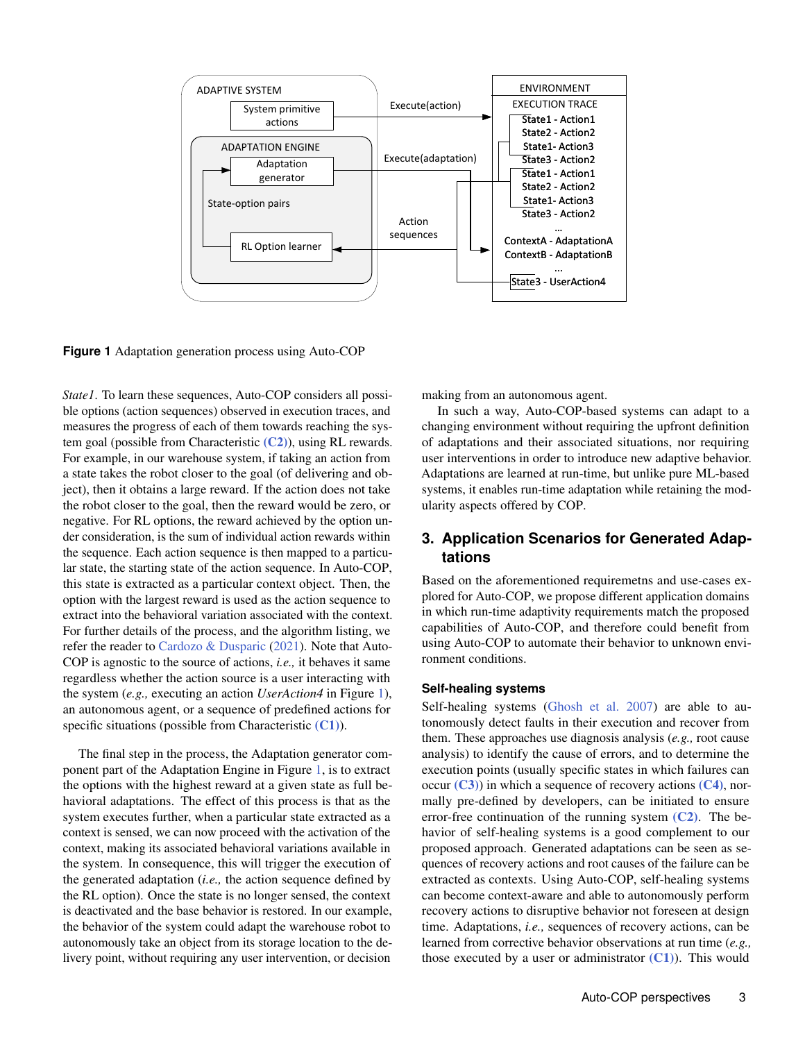Figure 1 Adaptation generation process using Auto-COP

*State1*. To learn these sequences, Auto-COP considers all possible options (action sequences) observed in execution traces, and measures the progress of each of them towards reaching the system goal (possible from Characteristic **(C2)**), using RL rewards. For example, in our warehouse system, if taking an action from a state takes the robot closer to the goal (of delivering and object), then it obtains a large reward. If the action does not take the robot closer to the goal, then the reward would be zero, or negative. For RL options, the reward achieved by the option under consideration, is the sum of individual action rewards within the sequence. Each action sequence is then mapped to a particular state, the starting state of the action sequence. In Auto-COP, this state is extracted as a particular context object. Then, the option with the largest reward is used as the action sequence to extract into the behavioral variation associated with the context. For further details of the process, and the algorithm listing, we refer the reader to Cardozo & Dusparic (2021). Note that Auto-COP is agnostic to the source of actions, *i.e.,* it behaves it same regardless whether the action source is a user interacting with the system (*e.g.,* executing an action *UserAction4* in Figure 1), an autonomous agent, or a sequence of predefined actions for specific situations (possible from Characteristic **(C1)**).

The final step in the process, the Adaptation generator component part of the Adaptation Engine in Figure 1, is to extract the options with the highest reward at a given state as full behavioral adaptations. The effect of this process is that as the system executes further, when a particular state extracted as a context is sensed, we can now proceed with the activation of the context, making its associated behavioral variations available in the system. In consequence, this will trigger the execution of the generated adaptation (*i.e.,* the action sequence defined by the RL option). Once the state is no longer sensed, the context is deactivated and the base behavior is restored. In our example, the behavior of the system could adapt the warehouse robot to autonomously take an object from its storage location to the delivery point, without requiring any user intervention, or decision making from an autonomous agent.

In such a way, Auto-COP-based systems can adapt to a changing environment without requiring the upfront definition of adaptations and their associated situations, nor requiring user interventions in order to introduce new adaptive behavior. Adaptations are learned at run-time, but unlike pure ML-based systems, it enables run-time adaptation while retaining the modularity aspects offered by COP.

## 3. Application Scenarios for Generated Adaptations

Based on the aforementioned requiremetns and use-cases explored for Auto-COP, we propose different application domains in which run-time adaptivity requirements match the proposed capabilities of Auto-COP, and therefore could benefit from using Auto-COP to automate their behavior to unknown environment conditions.

### Self-healing systems

Self-healing systems (Ghosh et al. 2007) are able to autonomously detect faults in their execution and recover from them. These approaches use diagnosis analysis (*e.g.,* root cause analysis) to identify the cause of errors, and to determine the execution points (usually specific states in which failures can occur **(C3)**) in which a sequence of recovery actions **(C4)**, normally pre-defined by developers, can be initiated to ensure error-free continuation of the running system **(C2)**. The behavior of self-healing systems is a good complement to our proposed approach. Generated adaptations can be seen as sequences of recovery actions and root causes of the failure can be extracted as contexts. Using Auto-COP, self-healing systems can become context-aware and able to autonomously perform recovery actions to disruptive behavior not foreseen at design time. Adaptations, *i.e.,* sequences of recovery actions, can be learned from corrective behavior observations at run time (*e.g.,* those executed by a user or administrator **(C1)**). This would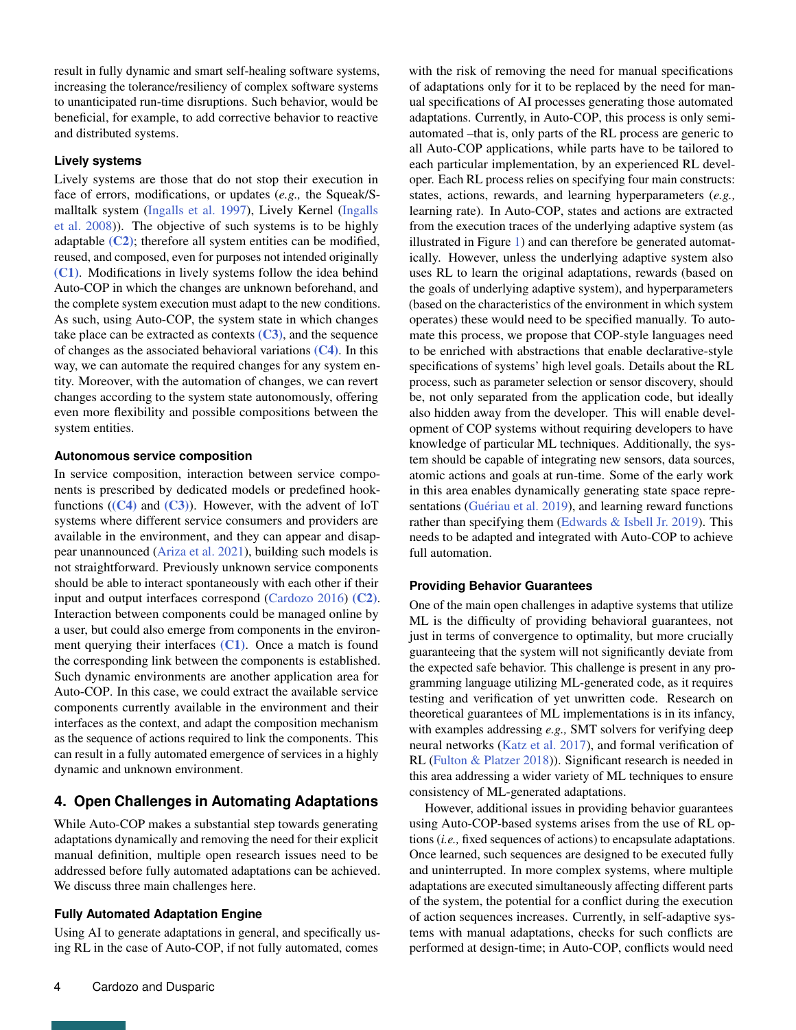result in fully dynamic and smart self-healing software systems, increasing the tolerance/resiliency of complex software systems to unanticipated run-time disruptions. Such behavior, would be beneficial, for example, to add corrective behavior to reactive and distributed systems.

### Lively systems

Lively systems are those that do not stop their execution in face of errors, modifications, or updates (*e.g.,* the Squeak/Smalltalk system (Ingalls et al. 1997), Lively Kernel (Ingalls et al. 2008)). The objective of such systems is to be highly adaptable **(C2)**; therefore all system entities can be modified, reused, and composed, even for purposes not intended originally **(C1)**. Modifications in lively systems follow the idea behind Auto-COP in which the changes are unknown beforehand, and the complete system execution must adapt to the new conditions. As such, using Auto-COP, the system state in which changes take place can be extracted as contexts **(C3)**, and the sequence of changes as the associated behavioral variations **(C4)**. In this way, we can automate the required changes for any system entity. Moreover, with the automation of changes, we can revert changes according to the system state autonomously, offering even more flexibility and possible compositions between the system entities.

### Autonomous service composition

In service composition, interaction between service components is prescribed by dedicated models or predefined hook-functions (**(C4)** and **(C3)**). However, with the advent of IoT systems where different service consumers and providers are available in the environment, and they can appear and disappear unannounced (Ariza et al. 2021), building such models is not straightforward. Previously unknown service components should be able to interact spontaneously with each other if their input and output interfaces correspond (Cardozo 2016) **(C2)**. Interaction between components could be managed online by a user, but could also emerge from components in the environment querying their interfaces **(C1)**. Once a match is found the corresponding link between the components is established. Such dynamic environments are another application area for Auto-COP. In this case, we could extract the available service components currently available in the environment and their interfaces as the context, and adapt the composition mechanism as the sequence of actions required to link the components. This can result in a fully automated emergence of services in a highly dynamic and unknown environment.

## 4. Open Challenges in Automating Adaptations

While Auto-COP makes a substantial step towards generating adaptations dynamically and removing the need for their explicit manual definition, multiple open research issues need to be addressed before fully automated adaptations can be achieved. We discuss three main challenges here.

### Fully Automated Adaptation Engine

Using AI to generate adaptations in general, and specifically using RL in the case of Auto-COP, if not fully automated, comes with the risk of removing the need for manual specifications of adaptations only for it to be replaced by the need for manual specifications of AI processes generating those automated adaptations. Currently, in Auto-COP, this process is only semi-automated –that is, only parts of the RL process are generic to all Auto-COP applications, while parts have to be tailored to each particular implementation, by an experienced RL developer. Each RL process relies on specifying four main constructs: states, actions, rewards, and learning hyperparameters (*e.g.,* learning rate). In Auto-COP, states and actions are extracted from the execution traces of the underlying adaptive system (as illustrated in Figure 1) and can therefore be generated automatically. However, unless the underlying adaptive system also uses RL to learn the original adaptations, rewards (based on the goals of underlying adaptive system), and hyperparameters (based on the characteristics of the environment in which system operates) these would need to be specified manually. To automate this process, we propose that COP-style languages need to be enriched with abstractions that enable declarative-style specifications of systems' high level goals. Details about the RL process, such as parameter selection or sensor discovery, should be, not only separated from the application code, but ideally also hidden away from the developer. This will enable development of COP systems without requiring developers to have knowledge of particular ML techniques. Additionally, the system should be capable of integrating new sensors, data sources, atomic actions and goals at run-time. Some of the early work in this area enables dynamically generating state space representations (Guériau et al. 2019), and learning reward functions rather than specifying them (Edwards & Isbell Jr. 2019). This needs to be adapted and integrated with Auto-COP to achieve full automation.

### Providing Behavior Guarantees

One of the main open challenges in adaptive systems that utilize ML is the difficulty of providing behavioral guarantees, not just in terms of convergence to optimality, but more crucially guaranteeing that the system will not significantly deviate from the expected safe behavior. This challenge is present in any programming language utilizing ML-generated code, as it requires testing and verification of yet unwritten code. Research on theoretical guarantees of ML implementations is in its infancy, with examples addressing *e.g.,* SMT solvers for verifying deep neural networks (Katz et al. 2017), and formal verification of RL (Fulton & Platzer 2018)). Significant research is needed in this area addressing a wider variety of ML techniques to ensure consistency of ML-generated adaptations.

However, additional issues in providing behavior guarantees using Auto-COP-based systems arises from the use of RL options (*i.e.,* fixed sequences of actions) to encapsulate adaptations. Once learned, such sequences are designed to be executed fully and uninterrupted. In more complex systems, where multiple adaptations are executed simultaneously affecting different parts of the system, the potential for a conflict during the execution of action sequences increases. Currently, in self-adaptive systems with manual adaptations, checks for such conflicts are performed at design-time; in Auto-COP, conflicts would need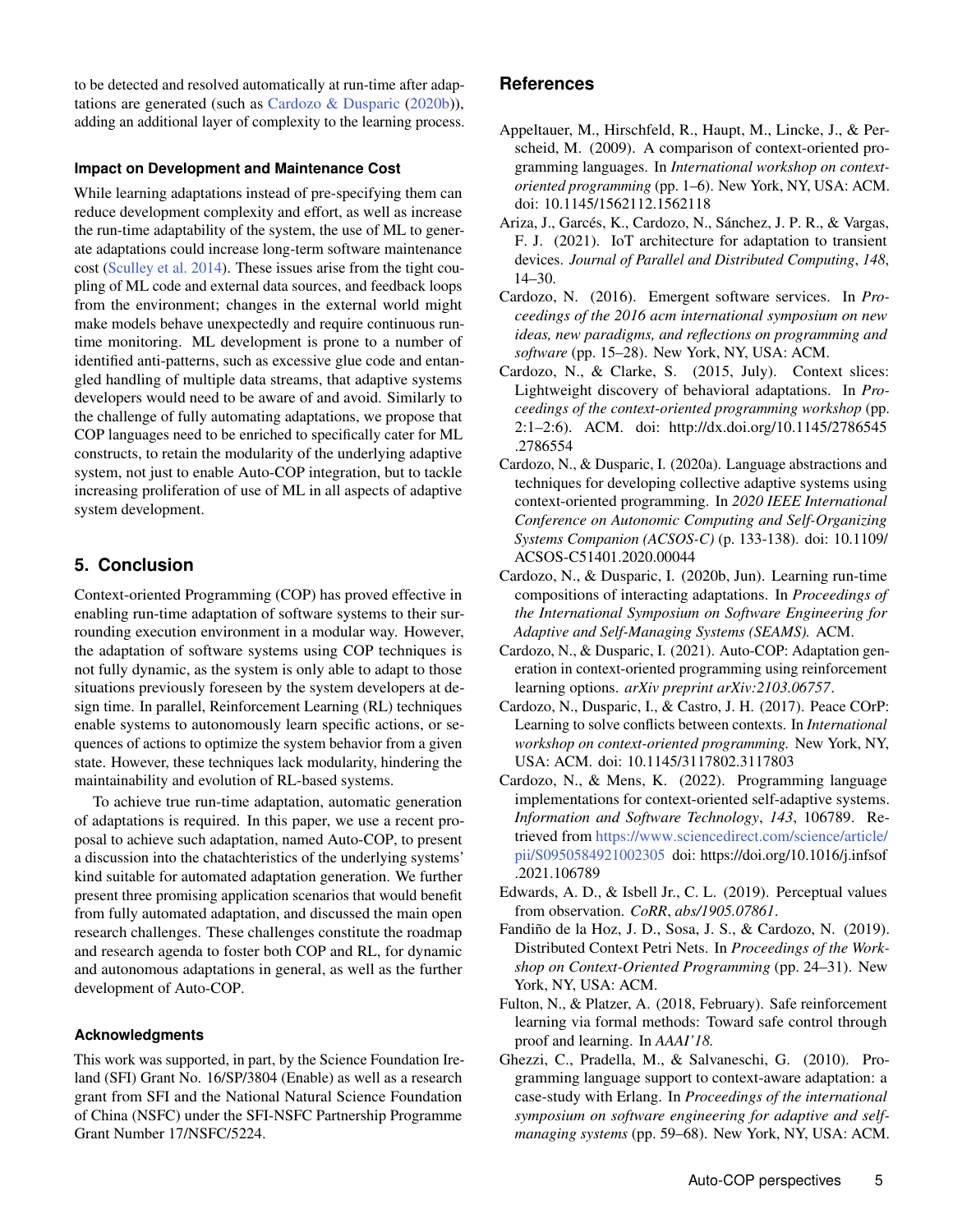to be detected and resolved automatically at run-time after adaptations are generated (such as Cardozo & Dusparic (2020b)), adding an additional layer of complexity to the learning process.

### Impact on Development and Maintenance Cost

While learning adaptations instead of pre-specifying them can reduce development complexity and effort, as well as increase the run-time adaptability of the system, the use of ML to generate adaptations could increase long-term software maintenance cost (Sculley et al. 2014). These issues arise from the tight coupling of ML code and external data sources, and feedback loops from the environment; changes in the external world might make models behave unexpectedly and require continuous runtime monitoring. ML development is prone to a number of identified anti-patterns, such as excessive glue code and entangled handling of multiple data streams, that adaptive systems developers would need to be aware of and avoid. Similarly to the challenge of fully automating adaptations, we propose that COP languages need to be enriched to specifically cater for ML constructs, to retain the modularity of the underlying adaptive system, not just to enable Auto-COP integration, but to tackle increasing proliferation of use of ML in all aspects of adaptive system development.

## 5. Conclusion

Context-oriented Programming (COP) has proved effective in enabling run-time adaptation of software systems to their surrounding execution environment in a modular way. However, the adaptation of software systems using COP techniques is not fully dynamic, as the system is only able to adapt to those situations previously foreseen by the system developers at design time. In parallel, Reinforcement Learning (RL) techniques enable systems to autonomously learn specific actions, or sequences of actions to optimize the system behavior from a given state. However, these techniques lack modularity, hindering the maintainability and evolution of RL-based systems.

To achieve true run-time adaptation, automatic generation of adaptations is required. In this paper, we use a recent proposal to achieve such adaptation, named Auto-COP, to present a discussion into the chatachteristics of the underlying systems' kind suitable for automated adaptation generation. We further present three promising application scenarios that would benefit from fully automated adaptation, and discussed the main open research challenges. These challenges constitute the roadmap and research agenda to foster both COP and RL, for dynamic and autonomous adaptations in general, as well as the further development of Auto-COP.

### Acknowledgments

This work was supported, in part, by the Science Foundation Ireland (SFI) Grant No. 16/SP/3804 (Enable) as well as a research grant from SFI and the National Natural Science Foundation of China (NSFC) under the SFI-NSFC Partnership Programme Grant Number 17/NSFC/5224.

## References

Appeltauer, M., Hirschfeld, R., Haupt, M., Lincke, J., & Perscheid, M. (2009). A comparison of context-oriented programming languages. In *International workshop on context-oriented programming* (pp. 1–6). New York, NY, USA: ACM. doi: 10.1145/1562112.1562118

Ariza, J., Garcés, K., Cardozo, N., Sánchez, J. P. R., & Vargas, F. J. (2021). IoT architecture for adaptation to transient devices. *Journal of Parallel and Distributed Computing*, *148*, 14–30.

Cardozo, N. (2016). Emergent software services. In *Proceedings of the 2016 acm international symposium on new ideas, new paradigms, and reflections on programming and software* (pp. 15–28). New York, NY, USA: ACM.

Cardozo, N., & Clarke, S. (2015, July). Context slices: Lightweight discovery of behavioral adaptations. In *Proceedings of the context-oriented programming workshop* (pp. 2:1–2:6). ACM. doi: http://dx.doi.org/10.1145/2786545.2786554

Cardozo, N., & Dusparic, I. (2020a). Language abstractions and techniques for developing collective adaptive systems using context-oriented programming. In *2020 IEEE International Conference on Autonomic Computing and Self-Organizing Systems Companion (ACSOS-C)* (p. 133-138). doi: 10.1109/ACSOS-C51401.2020.00044

Cardozo, N., & Dusparic, I. (2020b, Jun). Learning run-time compositions of interacting adaptations. In *Proceedings of the International Symposium on Software Engineering for Adaptive and Self-Managing Systems (SEAMS).* ACM.

Cardozo, N., & Dusparic, I. (2021). Auto-COP: Adaptation generation in context-oriented programming using reinforcement learning options. *arXiv preprint arXiv:2103.06757*.

Cardozo, N., Dusparic, I., & Castro, J. H. (2017). Peace COrP: Learning to solve conflicts between contexts. In *International workshop on context-oriented programming.* New York, NY, USA: ACM. doi: 10.1145/3117802.3117803

Cardozo, N., & Mens, K. (2022). Programming language implementations for context-oriented self-adaptive systems. *Information and Software Technology*, *143*, 106789. Retrieved from https://www.sciencedirect.com/science/article/pii/S0950584921002305 doi: https://doi.org/10.1016/j.infsof.2021.106789

Edwards, A. D., & Isbell Jr., C. L. (2019). Perceptual values from observation. *CoRR*, *abs/1905.07861*.

Fandiño de la Hoz, J. D., Sosa, J. S., & Cardozo, N. (2019). Distributed Context Petri Nets. In *Proceedings of the Workshop on Context-Oriented Programming* (pp. 24–31). New York, NY, USA: ACM.

Fulton, N., & Platzer, A. (2018, February). Safe reinforcement learning via formal methods: Toward safe control through proof and learning. In *AAAI'18.*

Ghezzi, C., Pradella, M., & Salvaneschi, G. (2010). Programming language support to context-aware adaptation: a case-study with Erlang. In *Proceedings of the international symposium on software engineering for adaptive and self-managing systems* (pp. 59–68). New York, NY, USA: ACM.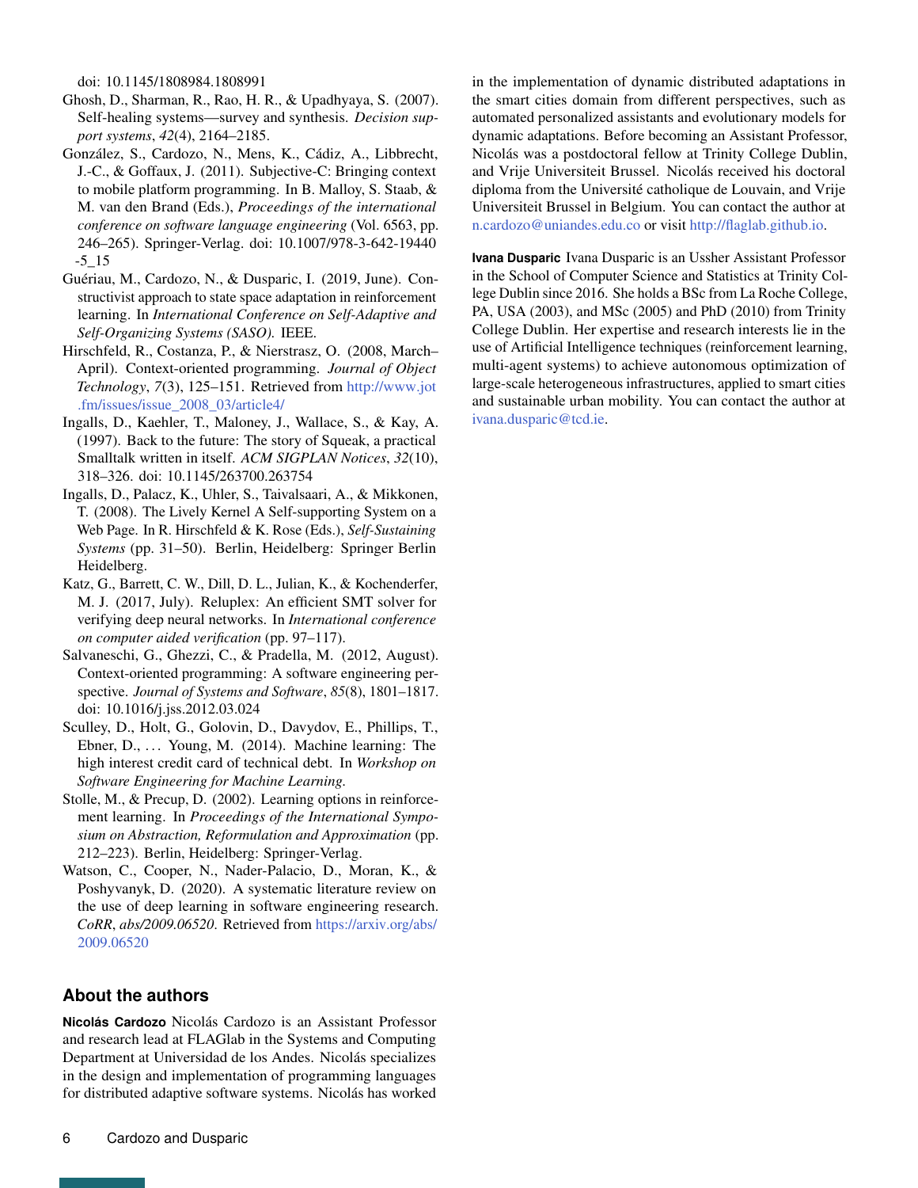doi: 10.1145/1808984.1808991

Ghosh, D., Sharman, R., Rao, H. R., & Upadhyaya, S. (2007). Self-healing systems—survey and synthesis. *Decision support systems*, *42*(4), 2164–2185.

González, S., Cardozo, N., Mens, K., Cádiz, A., Libbrecht, J.-C., & Goffaux, J. (2011). Subjective-C: Bringing context to mobile platform programming. In B. Malloy, S. Staab, & M. van den Brand (Eds.), *Proceedings of the international conference on software language engineering* (Vol. 6563, pp. 246–265). Springer-Verlag. doi: 10.1007/978-3-642-19440-5_15

Guériau, M., Cardozo, N., & Dusparic, I. (2019, June). Constructivist approach to state space adaptation in reinforcement learning. In *International Conference on Self-Adaptive and Self-Organizing Systems (SASO)*. IEEE.

Hirschfeld, R., Costanza, P., & Nierstrasz, O. (2008, March–April). Context-oriented programming. *Journal of Object Technology*, *7*(3), 125–151. Retrieved from http://www.jot.fm/issues/issue_2008_03/article4/

Ingalls, D., Kaehler, T., Maloney, J., Wallace, S., & Kay, A. (1997). Back to the future: The story of Squeak, a practical Smalltalk written in itself. *ACM SIGPLAN Notices*, *32*(10), 318–326. doi: 10.1145/263700.263754

Ingalls, D., Palacz, K., Uhler, S., Taivalsaari, A., & Mikkonen, T. (2008). The Lively Kernel A Self-supporting System on a Web Page. In R. Hirschfeld & K. Rose (Eds.), *Self-Sustaining Systems* (pp. 31–50). Berlin, Heidelberg: Springer Berlin Heidelberg.

Katz, G., Barrett, C. W., Dill, D. L., Julian, K., & Kochenderfer, M. J. (2017, July). Reluplex: An efficient SMT solver for verifying deep neural networks. In *International conference on computer aided verification* (pp. 97–117).

Salvaneschi, G., Ghezzi, C., & Pradella, M. (2012, August). Context-oriented programming: A software engineering perspective. *Journal of Systems and Software*, *85*(8), 1801–1817. doi: 10.1016/j.jss.2012.03.024

Sculley, D., Holt, G., Golovin, D., Davydov, E., Phillips, T., Ebner, D., … Young, M. (2014). Machine learning: The high interest credit card of technical debt. In *Workshop on Software Engineering for Machine Learning*.

Stolle, M., & Precup, D. (2002). Learning options in reinforcement learning. In *Proceedings of the International Symposium on Abstraction, Reformulation and Approximation* (pp. 212–223). Berlin, Heidelberg: Springer-Verlag.

Watson, C., Cooper, N., Nader-Palacio, D., Moran, K., & Poshyvanyk, D. (2020). A systematic literature review on the use of deep learning in software engineering research. *CoRR*, *abs/2009.06520*. Retrieved from https://arxiv.org/abs/2009.06520

## About the authors

**Nicolás Cardozo** Nicolás Cardozo is an Assistant Professor and research lead at FLAGlab in the Systems and Computing Department at Universidad de los Andes. Nicolás specializes in the design and implementation of programming languages for distributed adaptive software systems. Nicolás has worked in the implementation of dynamic distributed adaptations in the smart cities domain from different perspectives, such as automated personalized assistants and evolutionary models for dynamic adaptations. Before becoming an Assistant Professor, Nicolás was a postdoctoral fellow at Trinity College Dublin, and Vrije Universiteit Brussel. Nicolás received his doctoral diploma from the Université catholique de Louvain, and Vrije Universiteit Brussel in Belgium. You can contact the author at n.cardozo@uniandes.edu.co or visit http://flaglab.github.io.

**Ivana Dusparic** Ivana Dusparic is an Ussher Assistant Professor in the School of Computer Science and Statistics at Trinity College Dublin since 2016. She holds a BSc from La Roche College, PA, USA (2003), and MSc (2005) and PhD (2010) from Trinity College Dublin. Her expertise and research interests lie in the use of Artificial Intelligence techniques (reinforcement learning, multi-agent systems) to achieve autonomous optimization of large-scale heterogeneous infrastructures, applied to smart cities and sustainable urban mobility. You can contact the author at ivana.dusparic@tcd.ie.